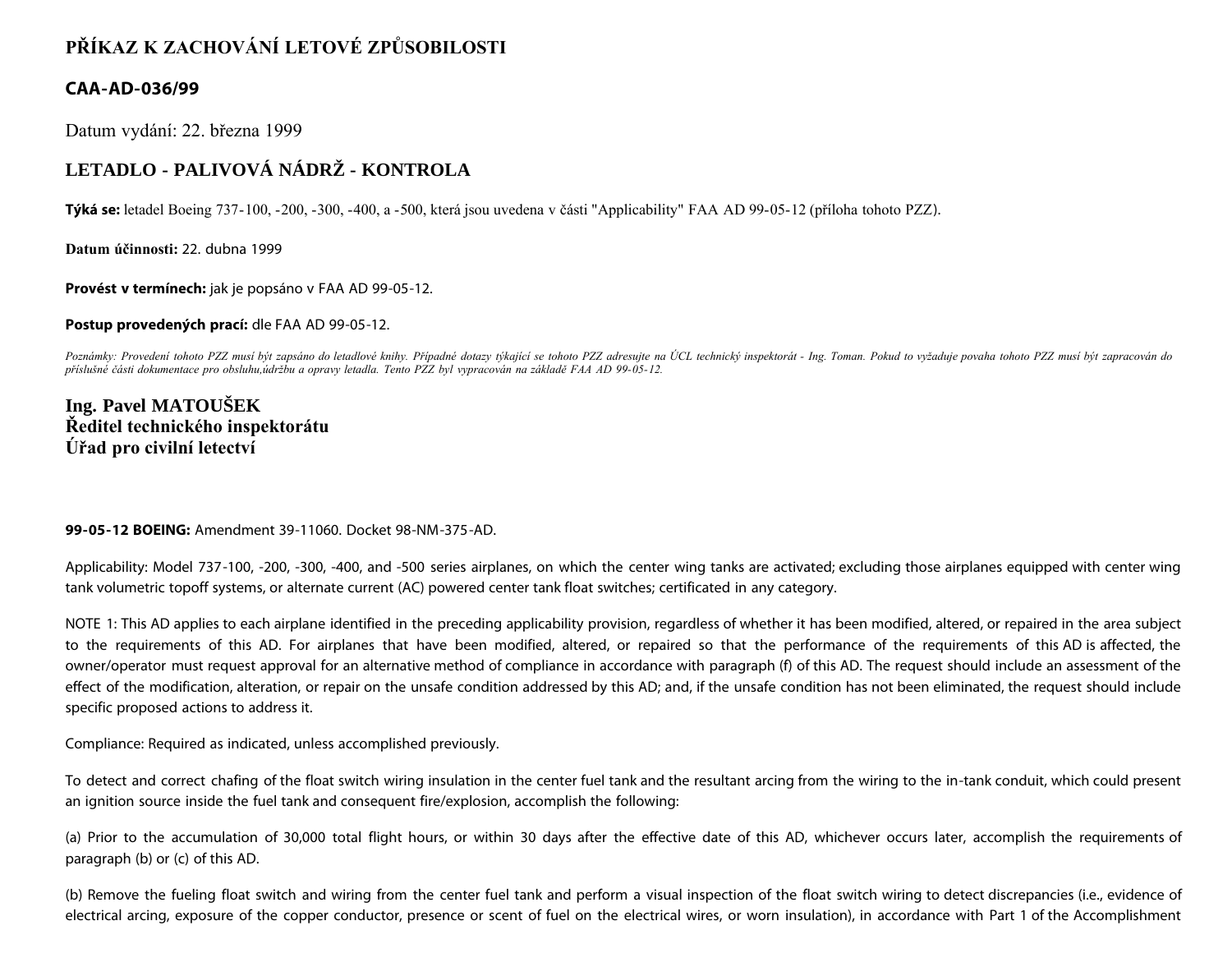# PŘÍKAZ K ZACHOVÁNÍ LETOVÉ ZPŮSOBILOSTI

## CAA-AD-036/99

Datum vydání: 22. března 1999

## LETADLO - PALIVOVÁ NÁDRŽ - KONTROLA

**Týká se:** letadel Boeing 737-100, -200, -300, -400, a -500, která jsou uvedena v části "Applicability" FAA AD 99-05-12 (příloha tohoto PZZ).

**Datum účinnosti:** 22. dubna 1999

**Provést v termínech:** jak je popsáno v FAA AD 99-05-12.

**Postup provedených prací:** dle FAA AD 99-05-12.

*Poznámky: Provedení tohoto PZZ musí být zapsáno do letadlové knihy. Případné dotazy týkající se tohoto PZZ adresujte na ÚCL technický inspektorát - Ing. Toman. Pokud to vyžaduje povaha tohoto PZZ musí být zapracován do příslušné části dokumentace pro obsluhu,údržbu a opravy letadla. Tento PZZ byl vypracován na základě FAA AD 99-05-12.*

**Ing. Pavel MATOUŠEK**
**Ředitel technického inspektorátu**
**Úřad pro civilní letectví**

**99-05-12 BOEING:** Amendment 39-11060. Docket 98-NM-375-AD.

Applicability: Model 737-100, -200, -300, -400, and -500 series airplanes, on which the center wing tanks are activated; excluding those airplanes equipped with center wing tank volumetric topoff systems, or alternate current (AC) powered center tank float switches; certificated in any category.

NOTE 1: This AD applies to each airplane identified in the preceding applicability provision, regardless of whether it has been modified, altered, or repaired in the area subject to the requirements of this AD. For airplanes that have been modified, altered, or repaired so that the performance of the requirements of this AD is affected, the owner/operator must request approval for an alternative method of compliance in accordance with paragraph (f) of this AD. The request should include an assessment of the effect of the modification, alteration, or repair on the unsafe condition addressed by this AD; and, if the unsafe condition has not been eliminated, the request should include specific proposed actions to address it.

Compliance: Required as indicated, unless accomplished previously.

To detect and correct chafing of the float switch wiring insulation in the center fuel tank and the resultant arcing from the wiring to the in-tank conduit, which could present an ignition source inside the fuel tank and consequent fire/explosion, accomplish the following:

(a) Prior to the accumulation of 30,000 total flight hours, or within 30 days after the effective date of this AD, whichever occurs later, accomplish the requirements of paragraph (b) or (c) of this AD.

(b) Remove the fueling float switch and wiring from the center fuel tank and perform a visual inspection of the float switch wiring to detect discrepancies (i.e., evidence of electrical arcing, exposure of the copper conductor, presence or scent of fuel on the electrical wires, or worn insulation), in accordance with Part 1 of the Accomplishment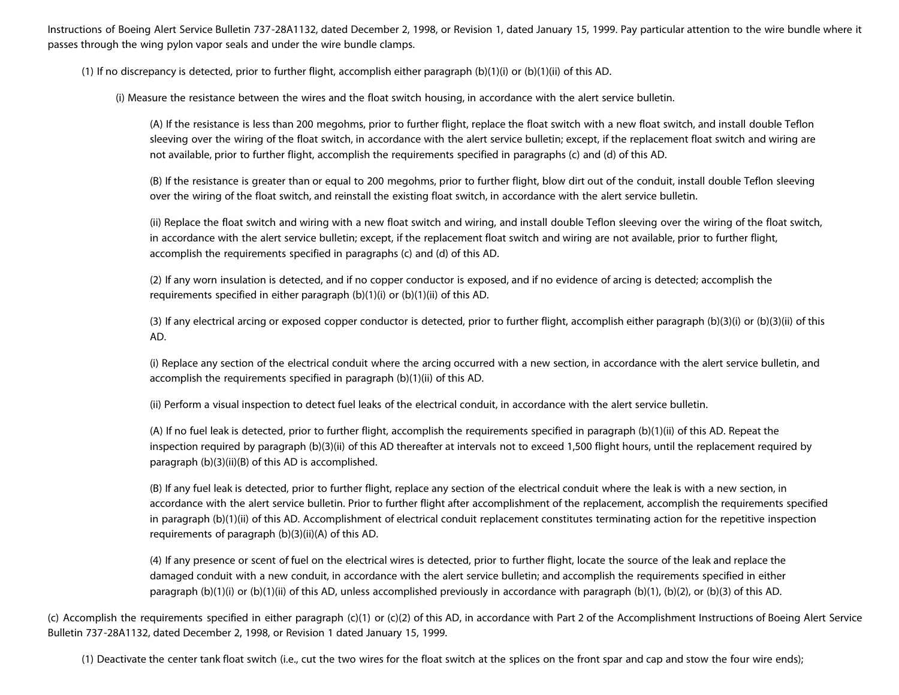Instructions of Boeing Alert Service Bulletin 737-28A1132, dated December 2, 1998, or Revision 1, dated January 15, 1999. Pay particular attention to the wire bundle where it passes through the wing pylon vapor seals and under the wire bundle clamps.

(1) If no discrepancy is detected, prior to further flight, accomplish either paragraph (b)(1)(i) or (b)(1)(ii) of this AD.

(i) Measure the resistance between the wires and the float switch housing, in accordance with the alert service bulletin.

(A) If the resistance is less than 200 megohms, prior to further flight, replace the float switch with a new float switch, and install double Teflon sleeving over the wiring of the float switch, in accordance with the alert service bulletin; except, if the replacement float switch and wiring are not available, prior to further flight, accomplish the requirements specified in paragraphs (c) and (d) of this AD.

(B) If the resistance is greater than or equal to 200 megohms, prior to further flight, blow dirt out of the conduit, install double Teflon sleeving over the wiring of the float switch, and reinstall the existing float switch, in accordance with the alert service bulletin.

(ii) Replace the float switch and wiring with a new float switch and wiring, and install double Teflon sleeving over the wiring of the float switch, in accordance with the alert service bulletin; except, if the replacement float switch and wiring are not available, prior to further flight, accomplish the requirements specified in paragraphs (c) and (d) of this AD.

(2) If any worn insulation is detected, and if no copper conductor is exposed, and if no evidence of arcing is detected; accomplish the requirements specified in either paragraph (b)(1)(i) or (b)(1)(ii) of this AD.

(3) If any electrical arcing or exposed copper conductor is detected, prior to further flight, accomplish either paragraph (b)(3)(i) or (b)(3)(ii) of this AD.

(i) Replace any section of the electrical conduit where the arcing occurred with a new section, in accordance with the alert service bulletin, and accomplish the requirements specified in paragraph (b)(1)(ii) of this AD.

(ii) Perform a visual inspection to detect fuel leaks of the electrical conduit, in accordance with the alert service bulletin.

(A) If no fuel leak is detected, prior to further flight, accomplish the requirements specified in paragraph (b)(1)(ii) of this AD. Repeat the inspection required by paragraph (b)(3)(ii) of this AD thereafter at intervals not to exceed 1,500 flight hours, until the replacement required by paragraph (b)(3)(ii)(B) of this AD is accomplished.

(B) If any fuel leak is detected, prior to further flight, replace any section of the electrical conduit where the leak is with a new section, in accordance with the alert service bulletin. Prior to further flight after accomplishment of the replacement, accomplish the requirements specified in paragraph (b)(1)(ii) of this AD. Accomplishment of electrical conduit replacement constitutes terminating action for the repetitive inspection requirements of paragraph (b)(3)(ii)(A) of this AD.

(4) If any presence or scent of fuel on the electrical wires is detected, prior to further flight, locate the source of the leak and replace the damaged conduit with a new conduit, in accordance with the alert service bulletin; and accomplish the requirements specified in either paragraph (b)(1)(i) or (b)(1)(ii) of this AD, unless accomplished previously in accordance with paragraph (b)(1), (b)(2), or (b)(3) of this AD.

(c) Accomplish the requirements specified in either paragraph (c)(1) or (c)(2) of this AD, in accordance with Part 2 of the Accomplishment Instructions of Boeing Alert Service Bulletin 737-28A1132, dated December 2, 1998, or Revision 1 dated January 15, 1999.

(1) Deactivate the center tank float switch (i.e., cut the two wires for the float switch at the splices on the front spar and cap and stow the four wire ends);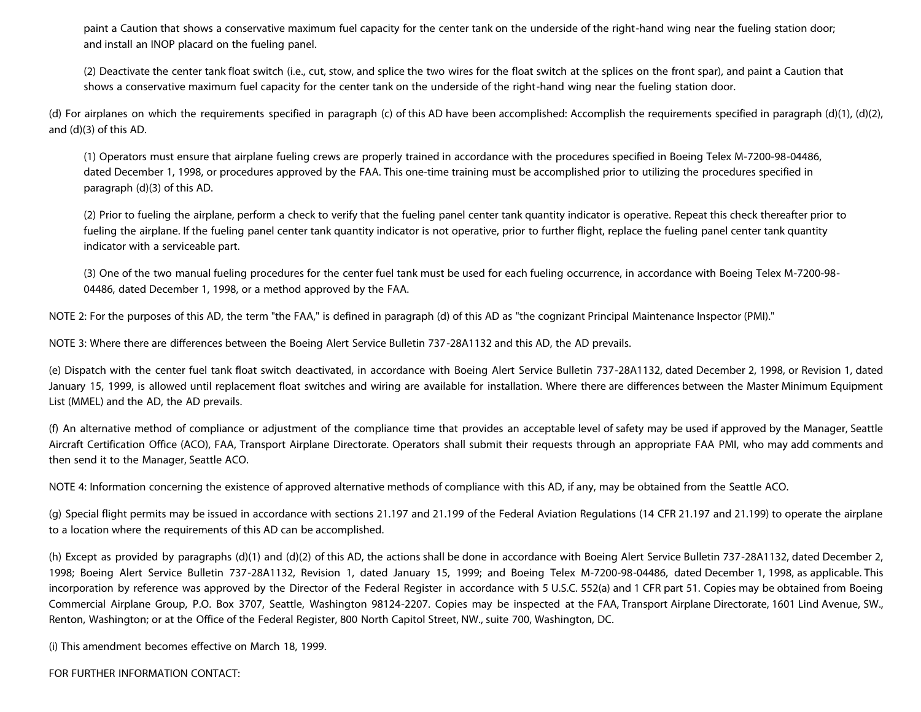paint a Caution that shows a conservative maximum fuel capacity for the center tank on the underside of the right-hand wing near the fueling station door; and install an INOP placard on the fueling panel.

(2) Deactivate the center tank float switch (i.e., cut, stow, and splice the two wires for the float switch at the splices on the front spar), and paint a Caution that shows a conservative maximum fuel capacity for the center tank on the underside of the right-hand wing near the fueling station door.

(d) For airplanes on which the requirements specified in paragraph (c) of this AD have been accomplished: Accomplish the requirements specified in paragraph (d)(1), (d)(2), and (d)(3) of this AD.

(1) Operators must ensure that airplane fueling crews are properly trained in accordance with the procedures specified in Boeing Telex M-7200-98-04486, dated December 1, 1998, or procedures approved by the FAA. This one-time training must be accomplished prior to utilizing the procedures specified in paragraph (d)(3) of this AD.

(2) Prior to fueling the airplane, perform a check to verify that the fueling panel center tank quantity indicator is operative. Repeat this check thereafter prior to fueling the airplane. If the fueling panel center tank quantity indicator is not operative, prior to further flight, replace the fueling panel center tank quantity indicator with a serviceable part.

(3) One of the two manual fueling procedures for the center fuel tank must be used for each fueling occurrence, in accordance with Boeing Telex M-7200-98-04486, dated December 1, 1998, or a method approved by the FAA.

NOTE 2: For the purposes of this AD, the term "the FAA," is defined in paragraph (d) of this AD as "the cognizant Principal Maintenance Inspector (PMI)."

NOTE 3: Where there are differences between the Boeing Alert Service Bulletin 737-28A1132 and this AD, the AD prevails.

(e) Dispatch with the center fuel tank float switch deactivated, in accordance with Boeing Alert Service Bulletin 737-28A1132, dated December 2, 1998, or Revision 1, dated January 15, 1999, is allowed until replacement float switches and wiring are available for installation. Where there are differences between the Master Minimum Equipment List (MMEL) and the AD, the AD prevails.

(f) An alternative method of compliance or adjustment of the compliance time that provides an acceptable level of safety may be used if approved by the Manager, Seattle Aircraft Certification Office (ACO), FAA, Transport Airplane Directorate. Operators shall submit their requests through an appropriate FAA PMI, who may add comments and then send it to the Manager, Seattle ACO.

NOTE 4: Information concerning the existence of approved alternative methods of compliance with this AD, if any, may be obtained from the Seattle ACO.

(g) Special flight permits may be issued in accordance with sections 21.197 and 21.199 of the Federal Aviation Regulations (14 CFR 21.197 and 21.199) to operate the airplane to a location where the requirements of this AD can be accomplished.

(h) Except as provided by paragraphs (d)(1) and (d)(2) of this AD, the actions shall be done in accordance with Boeing Alert Service Bulletin 737-28A1132, dated December 2, 1998; Boeing Alert Service Bulletin 737-28A1132, Revision 1, dated January 15, 1999; and Boeing Telex M-7200-98-04486, dated December 1, 1998, as applicable. This incorporation by reference was approved by the Director of the Federal Register in accordance with 5 U.S.C. 552(a) and 1 CFR part 51. Copies may be obtained from Boeing Commercial Airplane Group, P.O. Box 3707, Seattle, Washington 98124-2207. Copies may be inspected at the FAA, Transport Airplane Directorate, 1601 Lind Avenue, SW., Renton, Washington; or at the Office of the Federal Register, 800 North Capitol Street, NW., suite 700, Washington, DC.

(i) This amendment becomes effective on March 18, 1999.

FOR FURTHER INFORMATION CONTACT: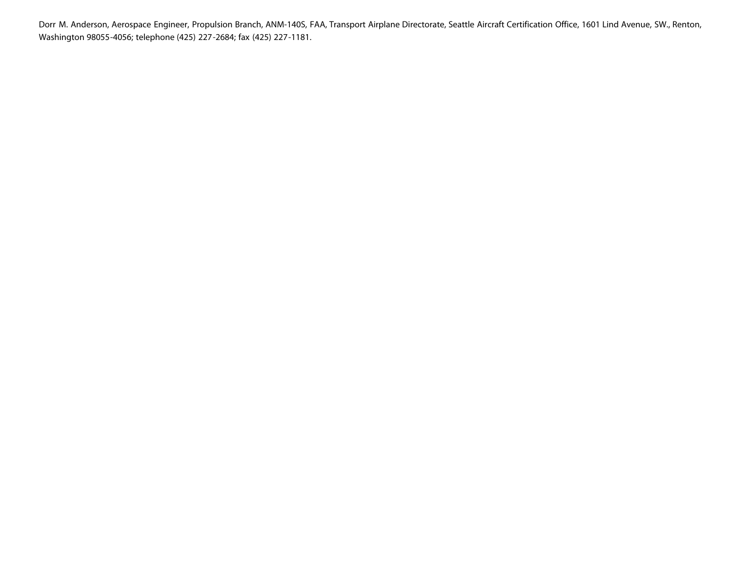Dorr M. Anderson, Aerospace Engineer, Propulsion Branch, ANM-140S, FAA, Transport Airplane Directorate, Seattle Aircraft Certification Office, 1601 Lind Avenue, SW., Renton, Washington 98055-4056; telephone (425) 227-2684; fax (425) 227-1181.